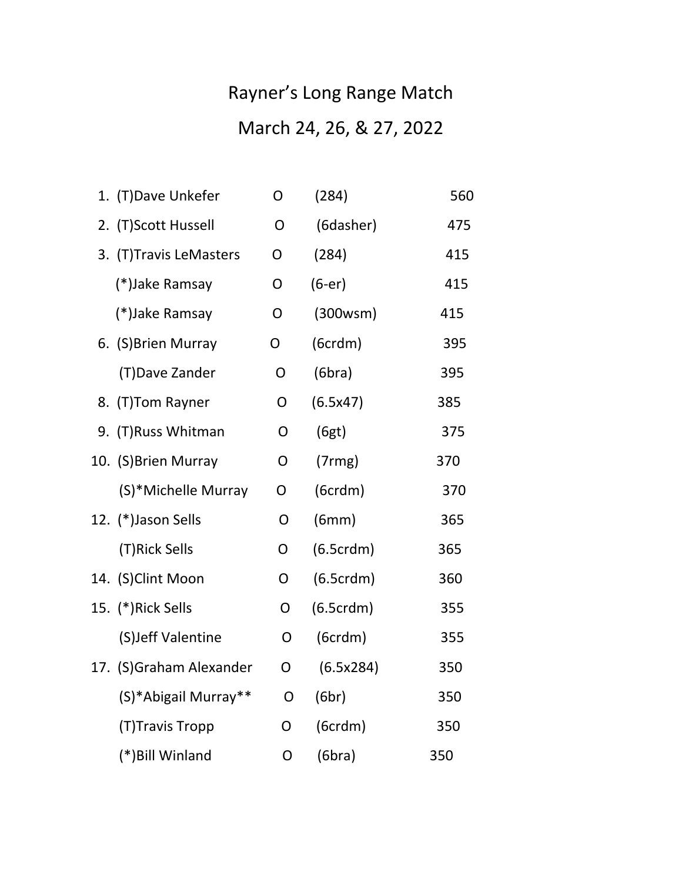# Rayner's Long Range Match

## March 24, 26, & 27, 2022

| Place | Name | Class | Caliber | Score |
|---|---|---|---|---|
| 1. | (T)Dave Unkefer | O | (284) | 560 |
| 2. | (T)Scott Hussell | O | (6dasher) | 475 |
| 3. | (T)Travis LeMasters | O | (284) | 415 |
| | (*)Jake Ramsay | O | (6-er) | 415 |
| | (*)Jake Ramsay | O | (300wsm) | 415 |
| 6. | (S)Brien Murray | O | (6crdm) | 395 |
| | (T)Dave Zander | O | (6bra) | 395 |
| 8. | (T)Tom Rayner | O | (6.5x47) | 385 |
| 9. | (T)Russ Whitman | O | (6gt) | 375 |
| 10. | (S)Brien Murray | O | (7rmg) | 370 |
| | (S)*Michelle Murray | O | (6crdm) | 370 |
| 12. | (*)Jason Sells | O | (6mm) | 365 |
| | (T)Rick Sells | O | (6.5crdm) | 365 |
| 14. | (S)Clint Moon | O | (6.5crdm) | 360 |
| 15. | (*)Rick Sells | O | (6.5crdm) | 355 |
| | (S)Jeff Valentine | O | (6crdm) | 355 |
| 17. | (S)Graham Alexander | O | (6.5x284) | 350 |
| | (S)*Abigail Murray** | O | (6br) | 350 |
| | (T)Travis Tropp | O | (6crdm) | 350 |
| | (*)Bill Winland | O | (6bra) | 350 |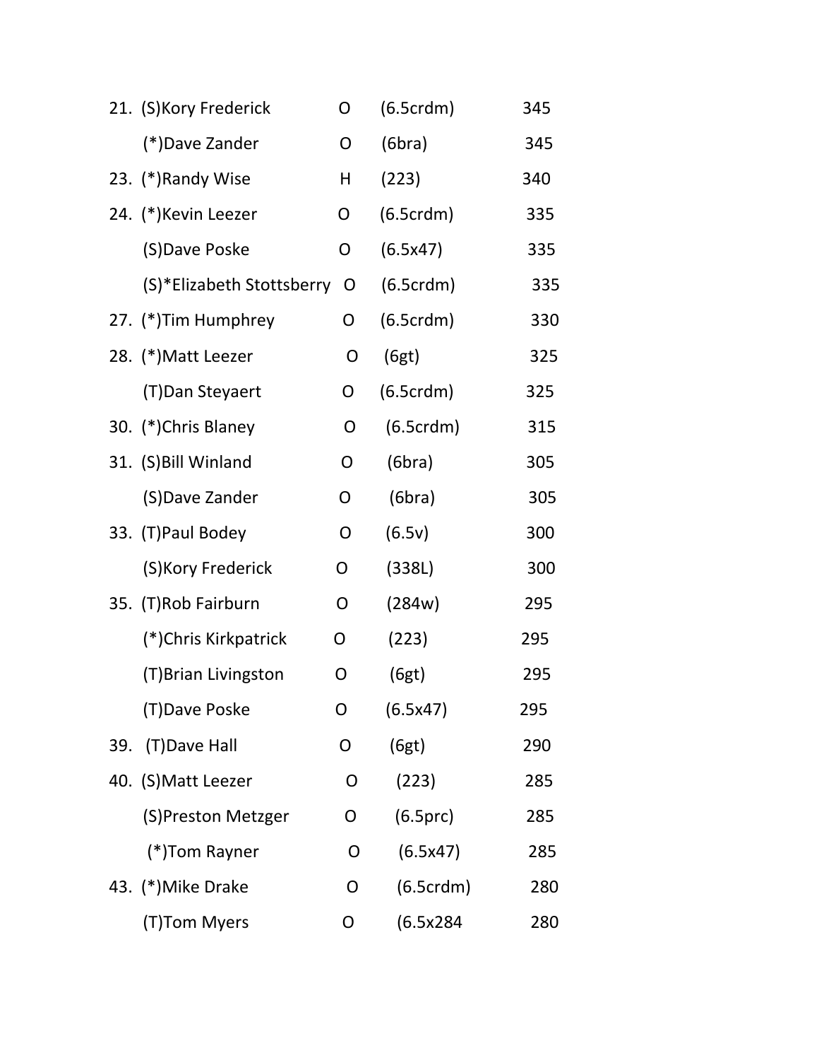| Rank | Name | Class | Caliber | Score |
|---|---|---|---|---|
| 21. | (S)Kory Frederick | O | (6.5crdm) | 345 |
| | (*)Dave Zander | O | (6bra) | 345 |
| 23. | (*)Randy Wise | H | (223) | 340 |
| 24. | (*)Kevin Leezer | O | (6.5crdm) | 335 |
| | (S)Dave Poske | O | (6.5x47) | 335 |
| | (S)*Elizabeth Stottsberry | O | (6.5crdm) | 335 |
| 27. | (*)Tim Humphrey | O | (6.5crdm) | 330 |
| 28. | (*)Matt Leezer | O | (6gt) | 325 |
| | (T)Dan Steyaert | O | (6.5crdm) | 325 |
| 30. | (*)Chris Blaney | O | (6.5crdm) | 315 |
| 31. | (S)Bill Winland | O | (6bra) | 305 |
| | (S)Dave Zander | O | (6bra) | 305 |
| 33. | (T)Paul Bodey | O | (6.5v) | 300 |
| | (S)Kory Frederick | O | (338L) | 300 |
| 35. | (T)Rob Fairburn | O | (284w) | 295 |
| | (*)Chris Kirkpatrick | O | (223) | 295 |
| | (T)Brian Livingston | O | (6gt) | 295 |
| | (T)Dave Poske | O | (6.5x47) | 295 |
| 39. | (T)Dave Hall | O | (6gt) | 290 |
| 40. | (S)Matt Leezer | O | (223) | 285 |
| | (S)Preston Metzger | O | (6.5prc) | 285 |
| | (*)Tom Rayner | O | (6.5x47) | 285 |
| 43. | (*)Mike Drake | O | (6.5crdm) | 280 |
| | (T)Tom Myers | O | (6.5x284 | 280 |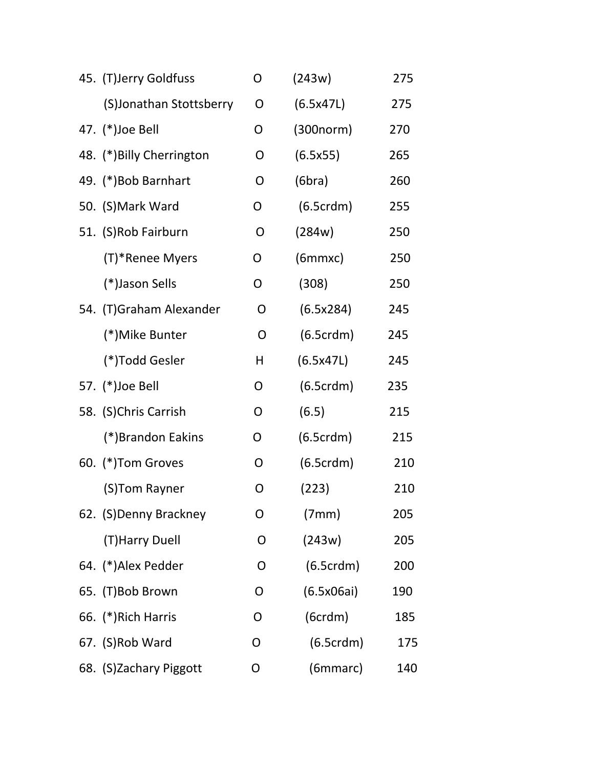| | | | | |
|---|---|---|---|---|
| 45. | (T)Jerry Goldfuss | O | (243w) | 275 |
| | (S)Jonathan Stottsberry | O | (6.5x47L) | 275 |
| 47. | (*)Joe Bell | O | (300norm) | 270 |
| 48. | (*)Billy Cherrington | O | (6.5x55) | 265 |
| 49. | (*)Bob Barnhart | O | (6bra) | 260 |
| 50. | (S)Mark Ward | O | (6.5crdm) | 255 |
| 51. | (S)Rob Fairburn | O | (284w) | 250 |
| | (T)*Renee Myers | O | (6mmxc) | 250 |
| | (*)Jason Sells | O | (308) | 250 |
| 54. | (T)Graham Alexander | O | (6.5x284) | 245 |
| | (*)Mike Bunter | O | (6.5crdm) | 245 |
| | (*)Todd Gesler | H | (6.5x47L) | 245 |
| 57. | (*)Joe Bell | O | (6.5crdm) | 235 |
| 58. | (S)Chris Carrish | O | (6.5) | 215 |
| | (*)Brandon Eakins | O | (6.5crdm) | 215 |
| 60. | (*)Tom Groves | O | (6.5crdm) | 210 |
| | (S)Tom Rayner | O | (223) | 210 |
| 62. | (S)Denny Brackney | O | (7mm) | 205 |
| | (T)Harry Duell | O | (243w) | 205 |
| 64. | (*)Alex Pedder | O | (6.5crdm) | 200 |
| 65. | (T)Bob Brown | O | (6.5x06ai) | 190 |
| 66. | (*)Rich Harris | O | (6crdm) | 185 |
| 67. | (S)Rob Ward | O | (6.5crdm) | 175 |
| 68. | (S)Zachary Piggott | O | (6mmarc) | 140 |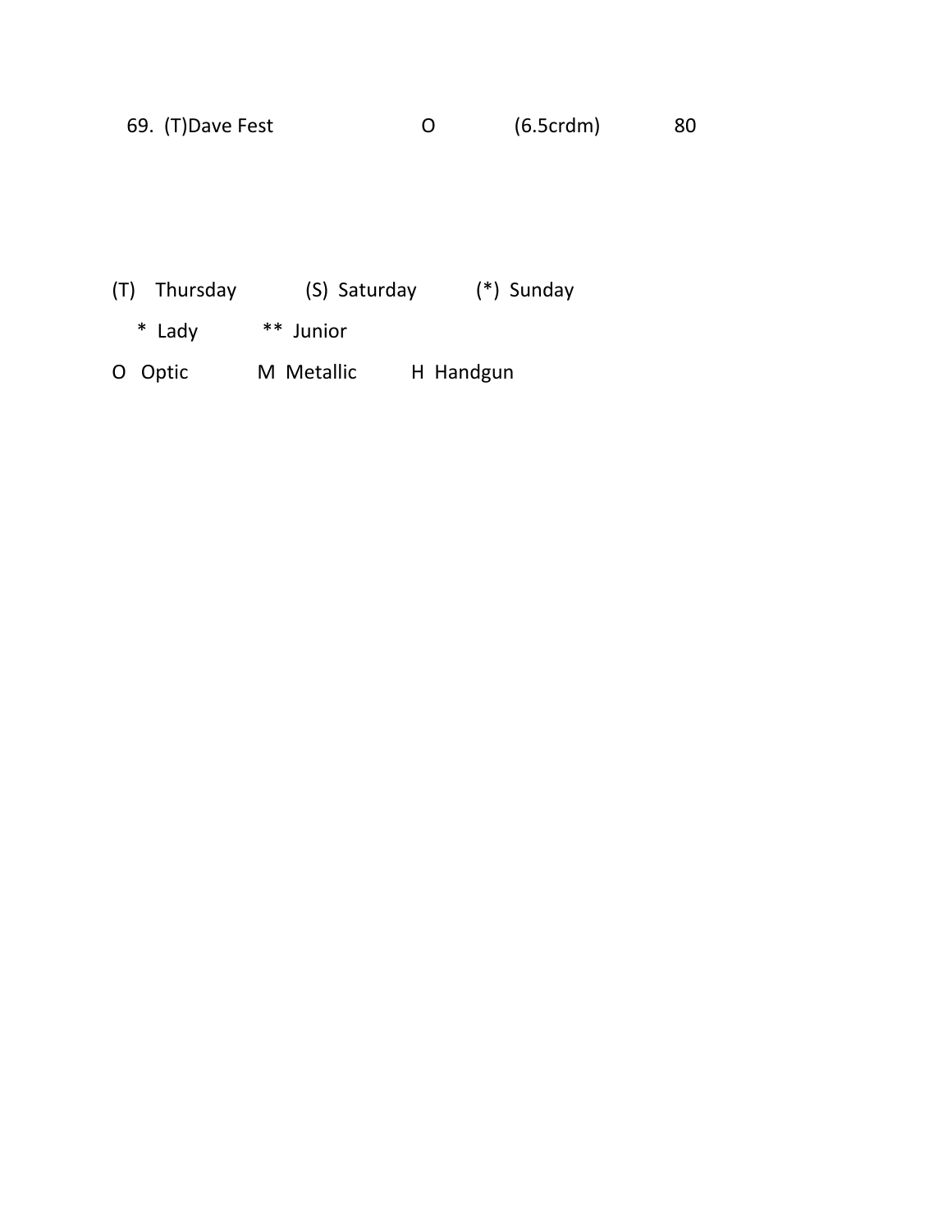| | | | |
|---|---|---|---|
| 69. (T)Dave Fest | O | (6.5crdm) | 80 |

(T) Thursday (S) Saturday (*) Sunday

* Lady ** Junior

O Optic M Metallic H Handgun